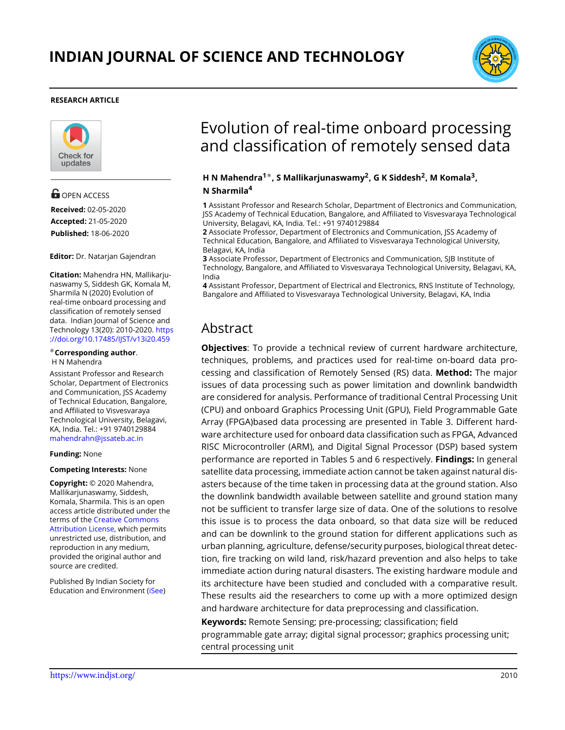RESEARCH ARTICLE

# Evolution of real-time onboard processing and classification of remotely sensed data

**H N Mahendra**[1]*, **S Mallikarjunaswamy**[2], **G K Siddesh**[2], **M Komala**[3], **N Sharmila**[4]

**1** Assistant Professor and Research Scholar, Department of Electronics and Communication, JSS Academy of Technical Education, Bangalore, and Affiliated to Visvesvaraya Technological University, Belagavi, KA, India. Tel.: +91 9740129884

**2** Associate Professor, Department of Electronics and Communication, JSS Academy of Technical Education, Bangalore, and Affiliated to Visvesvaraya Technological University, Belagavi, KA, India

**3** Associate Professor, Department of Electronics and Communication, SJB Institute of Technology, Bangalore, and Affiliated to Visvesvaraya Technological University, Belagavi, KA, India

**4** Assistant Professor, Department of Electrical and Electronics, RNS Institute of Technology, Bangalore and Affiliated to Visvesvaraya Technological University, Belagavi, KA, India

OPEN ACCESS

**Received:** 02-05-2020

**Accepted:** 21-05-2020

**Published:** 18-06-2020

**Editor:** Dr. Natarjan Gajendran

**Citation:** Mahendra HN, Mallikarjunaswamy S, Siddesh GK, Komala M, Sharmila N (2020) Evolution of real-time onboard processing and classification of remotely sensed data. Indian Journal of Science and Technology 13(20): 2010-2020. https://doi.org/10.17485/IJST/v13i20.459

*__Corresponding author__.
H N Mahendra

Assistant Professor and Research Scholar, Department of Electronics and Communication, JSS Academy of Technical Education, Bangalore, and Affiliated to Visvesvaraya Technological University, Belagavi, KA, India. Tel.: +91 9740129884
mahendrahn@jssateb.ac.in

**Funding:** None

**Competing Interests:** None

**Copyright:** © 2020 Mahendra, Mallikarjunaswamy, Siddesh, Komala, Sharmila. This is an open access article distributed under the terms of the Creative Commons Attribution License, which permits unrestricted use, distribution, and reproduction in any medium, provided the original author and source are credited.

Published By Indian Society for Education and Environment (iSee)

## Abstract

**Objectives**: To provide a technical review of current hardware architecture, techniques, problems, and practices used for real-time on-board data processing and classification of Remotely Sensed (RS) data. **Method:** The major issues of data processing such as power limitation and downlink bandwidth are considered for analysis. Performance of traditional Central Processing Unit (CPU) and onboard Graphics Processing Unit (GPU), Field Programmable Gate Array (FPGA)based data processing are presented in Table 3. Different hardware architecture used for onboard data classification such as FPGA, Advanced RISC Microcontroller (ARM), and Digital Signal Processor (DSP) based system performance are reported in Tables 5 and 6 respectively. **Findings:** In general satellite data processing, immediate action cannot be taken against natural disasters because of the time taken in processing data at the ground station. Also the downlink bandwidth available between satellite and ground station many not be sufficient to transfer large size of data. One of the solutions to resolve this issue is to process the data onboard, so that data size will be reduced and can be downlink to the ground station for different applications such as urban planning, agriculture, defense/security purposes, biological threat detection, fire tracking on wild land, risk/hazard prevention and also helps to take immediate action during natural disasters. The existing hardware module and its architecture have been studied and concluded with a comparative result. These results aid the researchers to come up with a more optimized design and hardware architecture for data preprocessing and classification.

**Keywords:** Remote Sensing; pre-processing; classification; field programmable gate array; digital signal processor; graphics processing unit; central processing unit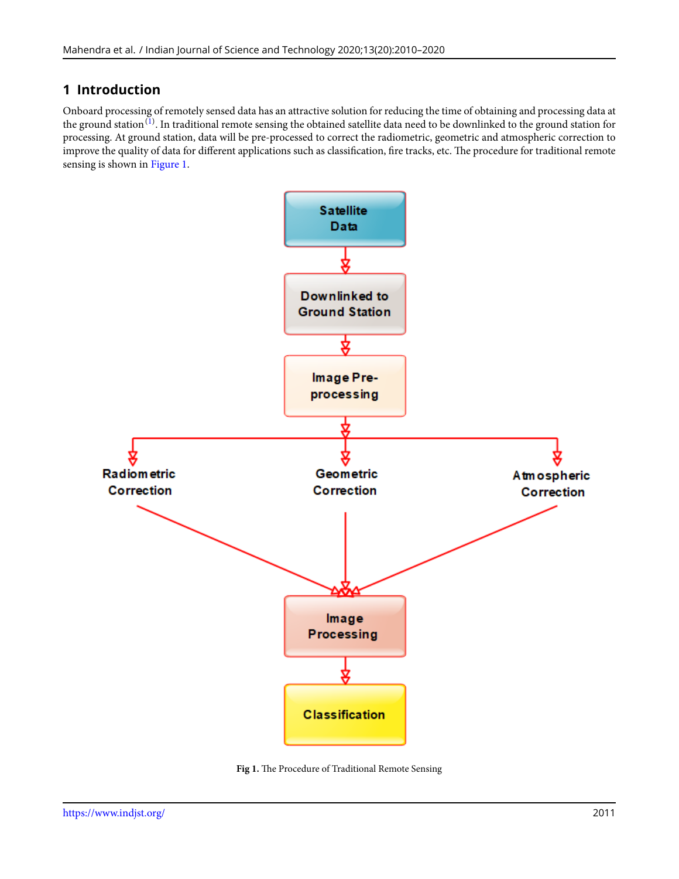## 1 Introduction

Onboard processing of remotely sensed data has an attractive solution for reducing the time of obtaining and processing data at the ground station [(1)]. In traditional remote sensing the obtained satellite data need to be downlinked to the ground station for processing. At ground station, data will be pre-processed to correct the radiometric, geometric and atmospheric correction to improve the quality of data for different applications such as classification, fire tracks, etc. The procedure for traditional remote sensing is shown in Figure 1.

**Fig 1.** The Procedure of Traditional Remote Sensing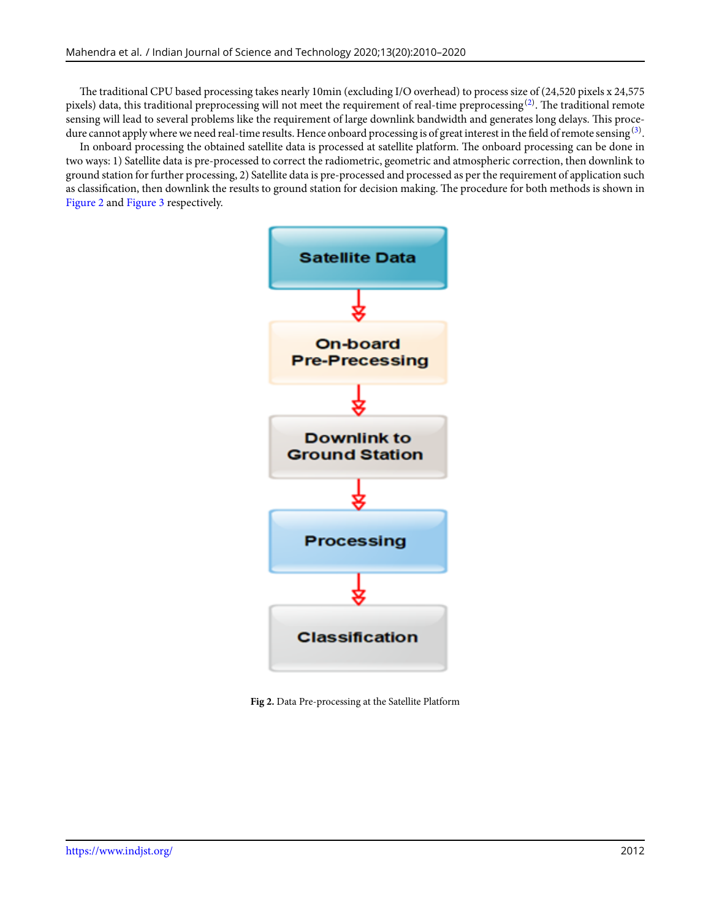The traditional CPU based processing takes nearly 10min (excluding I/O overhead) to process size of (24,520 pixels x 24,575 pixels) data, this traditional preprocessing will not meet the requirement of real-time preprocessing[2]. The traditional remote sensing will lead to several problems like the requirement of large downlink bandwidth and generates long delays. This procedure cannot apply where we need real-time results. Hence onboard processing is of great interest in the field of remote sensing[3].

In onboard processing the obtained satellite data is processed at satellite platform. The onboard processing can be done in two ways: 1) Satellite data is pre-processed to correct the radiometric, geometric and atmospheric correction, then downlink to ground station for further processing, 2) Satellite data is pre-processed and processed as per the requirement of application such as classification, then downlink the results to ground station for decision making. The procedure for both methods is shown in Figure 2 and Figure 3 respectively.

Satellite Data → On-board Pre-Precessing → Downlink to Ground Station → Processing → Classification

**Fig 2.** Data Pre-processing at the Satellite Platform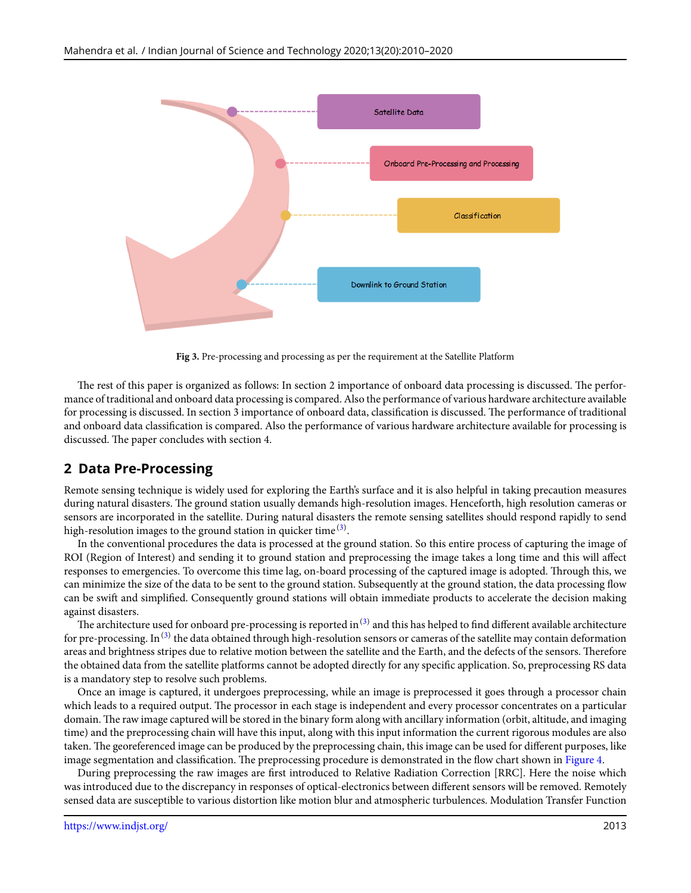Satellite Data

Onboard Pre-Processing and Processing

Classification

Downlink to Ground Station

**Fig 3.** Pre-processing and processing as per the requirement at the Satellite Platform

The rest of this paper is organized as follows: In section 2 importance of onboard data processing is discussed. The performance of traditional and onboard data processing is compared. Also the performance of various hardware architecture available for processing is discussed. In section 3 importance of onboard data, classification is discussed. The performance of traditional and onboard data classification is compared. Also the performance of various hardware architecture available for processing is discussed. The paper concludes with section 4.

## 2 Data Pre-Processing

Remote sensing technique is widely used for exploring the Earth's surface and it is also helpful in taking precaution measures during natural disasters. The ground station usually demands high-resolution images. Henceforth, high resolution cameras or sensors are incorporated in the satellite. During natural disasters the remote sensing satellites should respond rapidly to send high-resolution images to the ground station in quicker time [3].

In the conventional procedures the data is processed at the ground station. So this entire process of capturing the image of ROI (Region of Interest) and sending it to ground station and preprocessing the image takes a long time and this will affect responses to emergencies. To overcome this time lag, on-board processing of the captured image is adopted. Through this, we can minimize the size of the data to be sent to the ground station. Subsequently at the ground station, the data processing flow can be swift and simplified. Consequently ground stations will obtain immediate products to accelerate the decision making against disasters.

The architecture used for onboard pre-processing is reported in [3] and this has helped to find different available architecture for pre-processing. In [3] the data obtained through high-resolution sensors or cameras of the satellite may contain deformation areas and brightness stripes due to relative motion between the satellite and the Earth, and the defects of the sensors. Therefore the obtained data from the satellite platforms cannot be adopted directly for any specific application. So, preprocessing RS data is a mandatory step to resolve such problems.

Once an image is captured, it undergoes preprocessing, while an image is preprocessed it goes through a processor chain which leads to a required output. The processor in each stage is independent and every processor concentrates on a particular domain. The raw image captured will be stored in the binary form along with ancillary information (orbit, altitude, and imaging time) and the preprocessing chain will have this input, along with this input information the current rigorous modules are also taken. The georeferenced image can be produced by the preprocessing chain, this image can be used for different purposes, like image segmentation and classification. The preprocessing procedure is demonstrated in the flow chart shown in Figure 4.

During preprocessing the raw images are first introduced to Relative Radiation Correction [RRC]. Here the noise which was introduced due to the discrepancy in responses of optical-electronics between different sensors will be removed. Remotely sensed data are susceptible to various distortion like motion blur and atmospheric turbulences. Modulation Transfer Function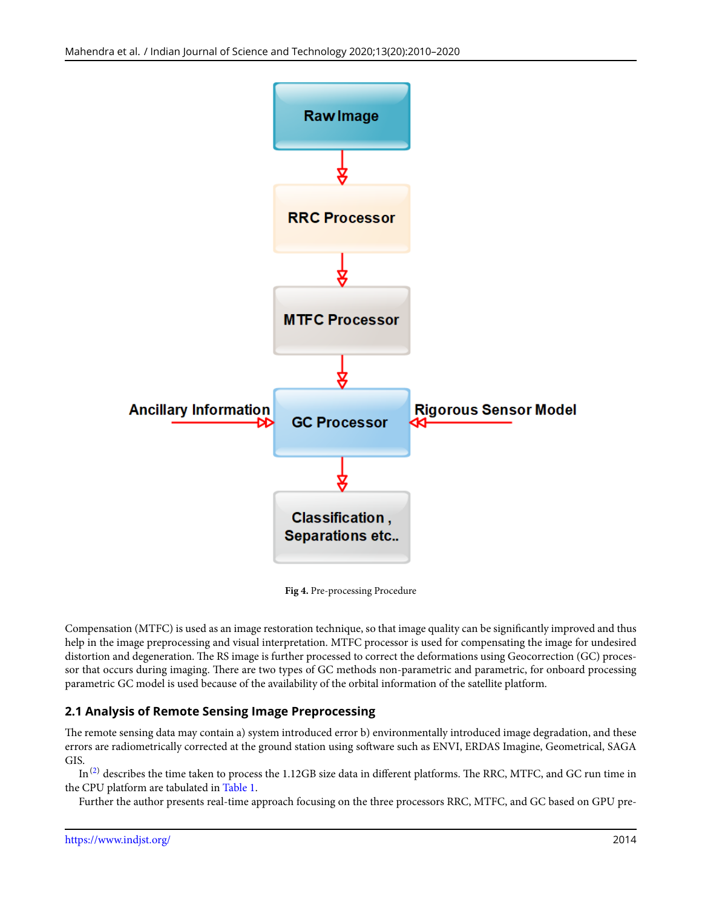Fig 4. Pre-processing Procedure

Compensation (MTFC) is used as an image restoration technique, so that image quality can be significantly improved and thus help in the image preprocessing and visual interpretation. MTFC processor is used for compensating the image for undesired distortion and degeneration. The RS image is further processed to correct the deformations using Geocorrection (GC) processor that occurs during imaging. There are two types of GC methods non-parametric and parametric, for onboard processing parametric GC model is used because of the availability of the orbital information of the satellite platform.

## 2.1 Analysis of Remote Sensing Image Preprocessing

The remote sensing data may contain a) system introduced error b) environmentally introduced image degradation, and these errors are radiometrically corrected at the ground station using software such as ENVI, ERDAS Imagine, Geometrical, SAGA GIS.

In [2] describes the time taken to process the 1.12GB size data in different platforms. The RRC, MTFC, and GC run time in the CPU platform are tabulated in Table 1.

Further the author presents real-time approach focusing on the three processors RRC, MTFC, and GC based on GPU pre-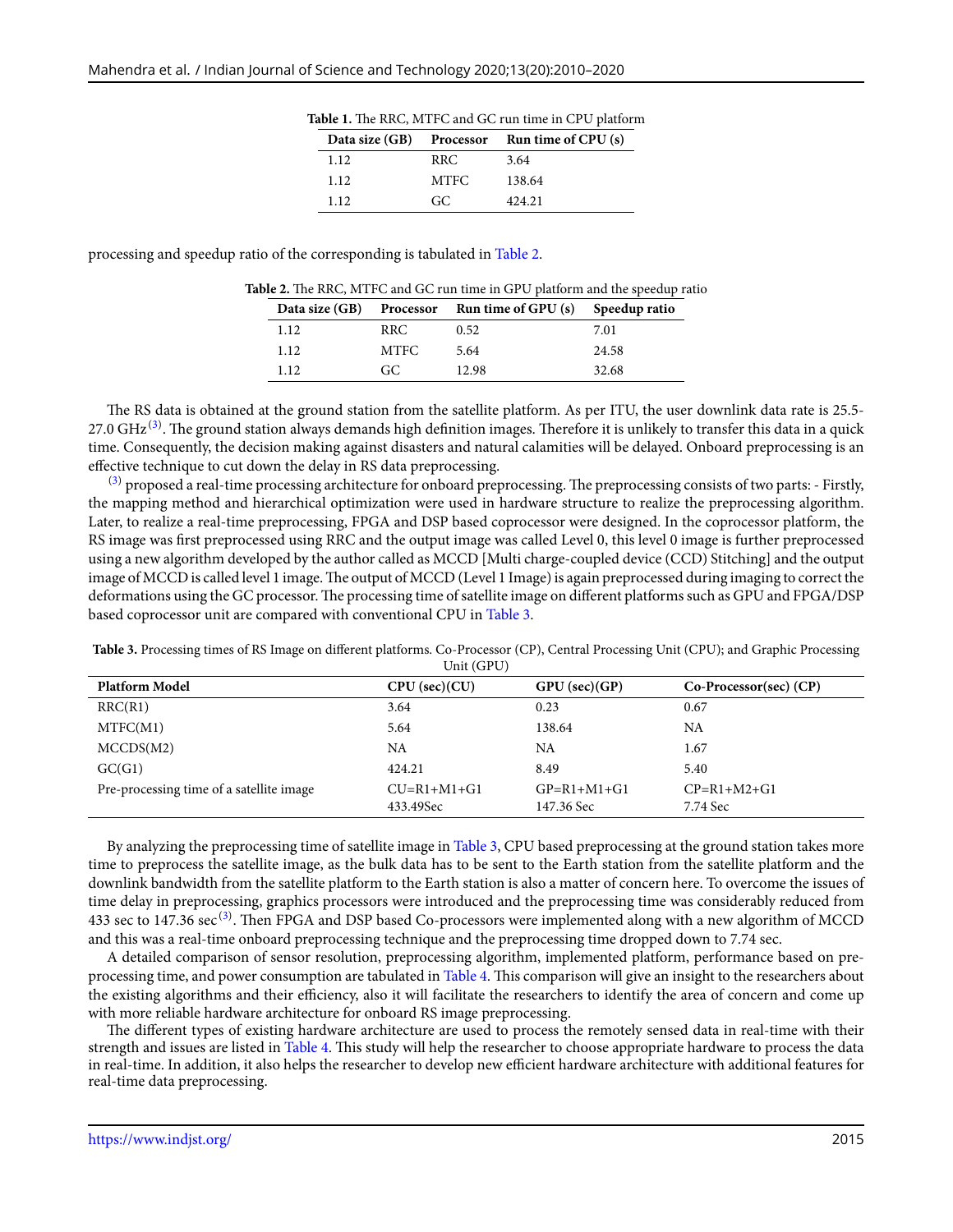**Table 1.** The RRC, MTFC and GC run time in CPU platform

| Data size (GB) | Processor | Run time of CPU (s) |
|---|---|---|
| 1.12 | RRC | 3.64 |
| 1.12 | MTFC | 138.64 |
| 1.12 | GC | 424.21 |

processing and speedup ratio of the corresponding is tabulated in Table 2.

**Table 2.** The RRC, MTFC and GC run time in GPU platform and the speedup ratio

| Data size (GB) | Processor | Run time of GPU (s) | Speedup ratio |
|---|---|---|---|
| 1.12 | RRC | 0.52 | 7.01 |
| 1.12 | MTFC | 5.64 | 24.58 |
| 1.12 | GC | 12.98 | 32.68 |

The RS data is obtained at the ground station from the satellite platform. As per ITU, the user downlink data rate is 25.5-27.0 GHz[3]. The ground station always demands high definition images. Therefore it is unlikely to transfer this data in a quick time. Consequently, the decision making against disasters and natural calamities will be delayed. Onboard preprocessing is an effective technique to cut down the delay in RS data preprocessing.

[3] proposed a real-time processing architecture for onboard preprocessing. The preprocessing consists of two parts: - Firstly, the mapping method and hierarchical optimization were used in hardware structure to realize the preprocessing algorithm. Later, to realize a real-time preprocessing, FPGA and DSP based coprocessor were designed. In the coprocessor platform, the RS image was first preprocessed using RRC and the output image was called Level 0, this level 0 image is further preprocessed using a new algorithm developed by the author called as MCCD [Multi charge-coupled device (CCD) Stitching] and the output image of MCCD is called level 1 image. The output of MCCD (Level 1 Image) is again preprocessed during imaging to correct the deformations using the GC processor. The processing time of satellite image on different platforms such as GPU and FPGA/DSP based coprocessor unit are compared with conventional CPU in Table 3.

**Table 3.** Processing times of RS Image on different platforms. Co-Processor (CP), Central Processing Unit (CPU); and Graphic Processing Unit (GPU)

| Platform Model | CPU (sec)(CU) | GPU (sec)(GP) | Co-Processor(sec) (CP) |
|---|---|---|---|
| RRC(R1) | 3.64 | 0.23 | 0.67 |
| MTFC(M1) | 5.64 | 138.64 | NA |
| MCCDS(M2) | NA | NA | 1.67 |
| GC(G1) | 424.21 | 8.49 | 5.40 |
| Pre-processing time of a satellite image | CU=R1+M1+G1 433.49Sec | GP=R1+M1+G1 147.36 Sec | CP=R1+M2+G1 7.74 Sec |

By analyzing the preprocessing time of satellite image in Table 3, CPU based preprocessing at the ground station takes more time to preprocess the satellite image, as the bulk data has to be sent to the Earth station from the satellite platform and the downlink bandwidth from the satellite platform to the Earth station is also a matter of concern here. To overcome the issues of time delay in preprocessing, graphics processors were introduced and the preprocessing time was considerably reduced from 433 sec to 147.36 sec[3]. Then FPGA and DSP based Co-processors were implemented along with a new algorithm of MCCD and this was a real-time onboard preprocessing technique and the preprocessing time dropped down to 7.74 sec.

A detailed comparison of sensor resolution, preprocessing algorithm, implemented platform, performance based on preprocessing time, and power consumption are tabulated in Table 4. This comparison will give an insight to the researchers about the existing algorithms and their efficiency, also it will facilitate the researchers to identify the area of concern and come up with more reliable hardware architecture for onboard RS image preprocessing.

The different types of existing hardware architecture are used to process the remotely sensed data in real-time with their strength and issues are listed in Table 4. This study will help the researcher to choose appropriate hardware to process the data in real-time. In addition, it also helps the researcher to develop new efficient hardware architecture with additional features for real-time data preprocessing.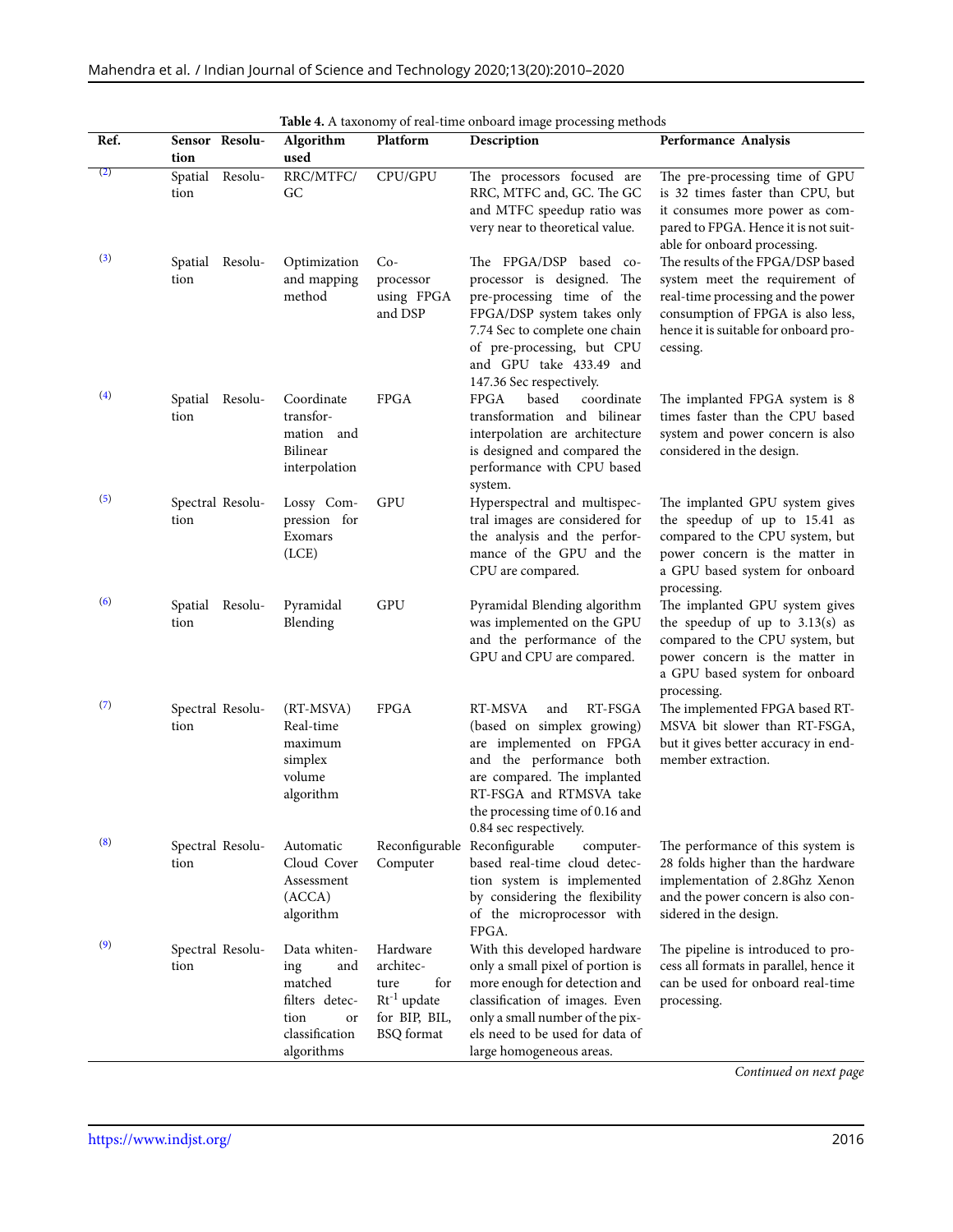**Table 4.** A taxonomy of real-time onboard image processing methods

| Ref. | Sensor Resolution | Algorithm used | Platform | Description | Performance Analysis |
|---|---|---|---|---|---|
| (2) | Spatial Resolution | RRC/MTFC/GC | CPU/GPU | The processors focused are RRC, MTFC and, GC. The GC and MTFC speedup ratio was very near to theoretical value. | The pre-processing time of GPU is 32 times faster than CPU, but it consumes more power as compared to FPGA. Hence it is not suitable for onboard processing. |
| (3) | Spatial Resolution | Optimization and mapping method | Co-processor using FPGA and DSP | The FPGA/DSP based co-processor is designed. The pre-processing time of the FPGA/DSP system takes only 7.74 Sec to complete one chain of pre-processing, but CPU and GPU take 433.49 and 147.36 Sec respectively. | The results of the FPGA/DSP based system meet the requirement of real-time processing and the power consumption of FPGA is also less, hence it is suitable for onboard processing. |
| (4) | Spatial Resolution | Coordinate transformation and Bilinear interpolation | FPGA | FPGA based coordinate transformation and bilinear interpolation are architecture is designed and compared the performance with CPU based system. | The implanted FPGA system is 8 times faster than the CPU based system and power concern is also considered in the design. |
| (5) | Spectral Resolution | Lossy Compression for Exomars (LCE) | GPU | Hyperspectral and multispectral images are considered for the analysis and the performance of the GPU and the CPU are compared. | The implanted GPU system gives the speedup of up to 15.41 as compared to the CPU system, but power concern is the matter in a GPU based system for onboard processing. |
| (6) | Spatial Resolution | Pyramidal Blending | GPU | Pyramidal Blending algorithm was implemented on the GPU and the performance of the GPU and CPU are compared. | The implanted GPU system gives the speedup of up to 3.13(s) as compared to the CPU system, but power concern is the matter in a GPU based system for onboard processing. |
| (7) | Spectral Resolution | (RT-MSVA) Real-time maximum simplex volume algorithm | FPGA | RT-MSVA and RT-FSGA (based on simplex growing) are implemented on FPGA and the performance both are compared. The implanted RT-FSGA and RTMSVA take the processing time of 0.16 and 0.84 sec respectively. | The implemented FPGA based RT-MSVA bit slower than RT-FSGA, but it gives better accuracy in end-member extraction. |
| (8) | Spectral Resolution | Automatic Cloud Cover Assessment (ACCA) algorithm | Reconfigurable Computer | Reconfigurable computer-based real-time cloud detection system is implemented by considering the flexibility of the microprocessor with FPGA. | The performance of this system is 28 folds higher than the hardware implementation of 2.8Ghz Xenon and the power concern is also considered in the design. |
| (9) | Spectral Resolution | Data whitening and matched filters detection or classification algorithms | Hardware architecture for $Rt^{-1}$ update for BIP, BIL, BSQ format | With this developed hardware only a small pixel of portion is more enough for detection and classification of images. Even only a small number of the pixels need to be used for data of large homogeneous areas. | The pipeline is introduced to process all formats in parallel, hence it can be used for onboard real-time processing. |

*Continued on next page*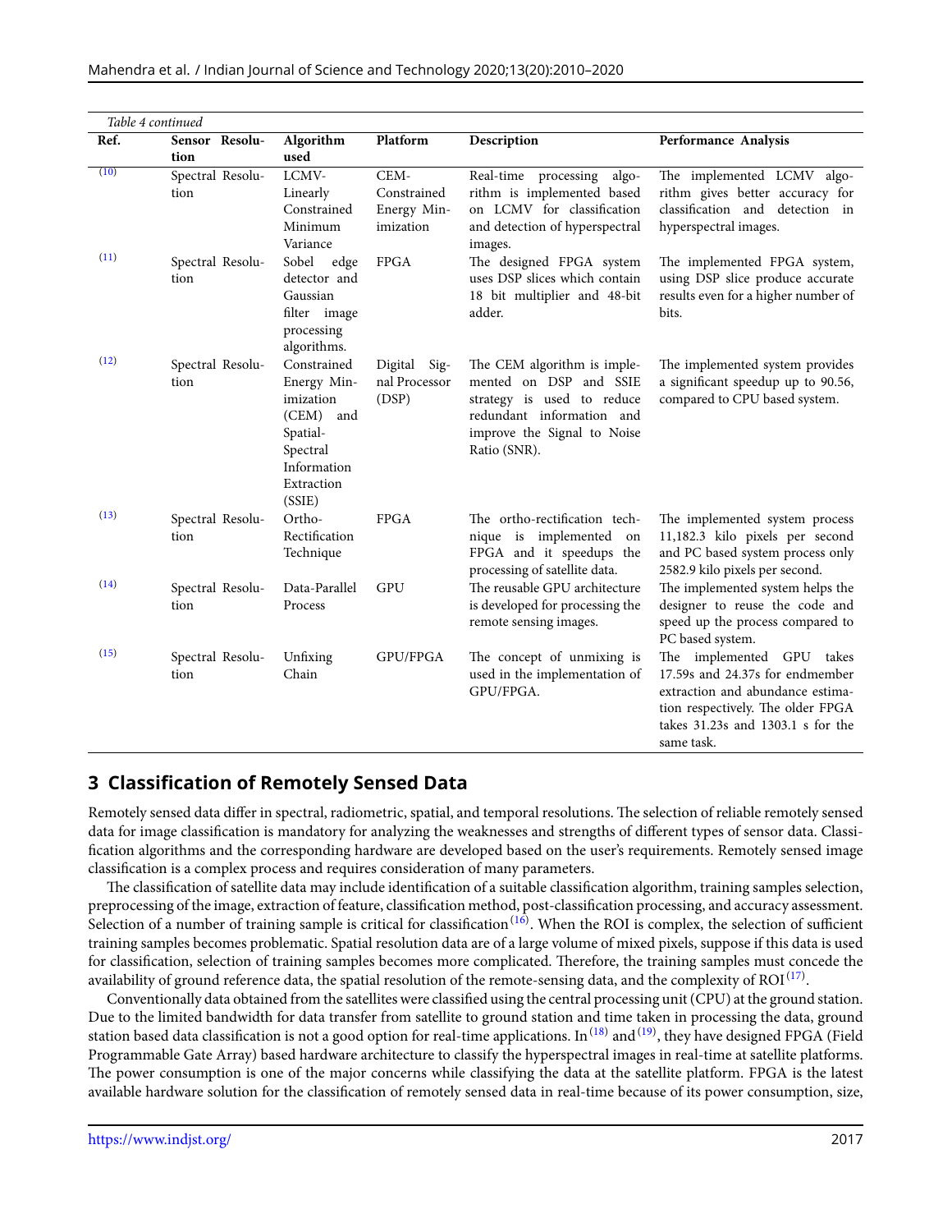*Table 4 continued*

| Ref. | Sensor Resolution | Algorithm used | Platform | Description | Performance Analysis |
|---|---|---|---|---|---|
| [10] | Spectral Resolution | LCMV-Linearly Constrained Minimum Variance | CEM-Constrained Energy Minimization | Real-time processing algorithm is implemented based on LCMV for classification and detection of hyperspectral images. | The implemented LCMV algorithm gives better accuracy for classification and detection in hyperspectral images. |
| [11] | Spectral Resolution | Sobel edge detector and Gaussian filter image processing algorithms. | FPGA | The designed FPGA system uses DSP slices which contain 18 bit multiplier and 48-bit adder. | The implemented FPGA system, using DSP slice produce accurate results even for a higher number of bits. |
| [12] | Spectral Resolution | Constrained Energy Minimization (CEM) and Spatial-Spectral Information Extraction (SSIE) | Digital Signal Processor (DSP) | The CEM algorithm is implemented on DSP and SSIE strategy is used to reduce redundant information and improve the Signal to Noise Ratio (SNR). | The implemented system provides a significant speedup up to 90.56, compared to CPU based system. |
| [13] | Spectral Resolution | Ortho-Rectification Technique | FPGA | The ortho-rectification technique is implemented on FPGA and it speedups the processing of satellite data. | The implemented system process 11,182.3 kilo pixels per second and PC based system process only 2582.9 kilo pixels per second. |
| [14] | Spectral Resolution | Data-Parallel Process | GPU | The reusable GPU architecture is developed for processing the remote sensing images. | The implemented system helps the designer to reuse the code and speed up the process compared to PC based system. |
| [15] | Spectral Resolution | Unfixing Chain | GPU/FPGA | The concept of unmixing is used in the implementation of GPU/FPGA. | The implemented GPU takes 17.59s and 24.37s for endmember extraction and abundance estimation respectively. The older FPGA takes 31.23s and 1303.1 s for the same task. |

## 3 Classification of Remotely Sensed Data

Remotely sensed data differ in spectral, radiometric, spatial, and temporal resolutions. The selection of reliable remotely sensed data for image classification is mandatory for analyzing the weaknesses and strengths of different types of sensor data. Classification algorithms and the corresponding hardware are developed based on the user's requirements. Remotely sensed image classification is a complex process and requires consideration of many parameters.

The classification of satellite data may include identification of a suitable classification algorithm, training samples selection, preprocessing of the image, extraction of feature, classification method, post-classification processing, and accuracy assessment. Selection of a number of training sample is critical for classification [16]. When the ROI is complex, the selection of sufficient training samples becomes problematic. Spatial resolution data are of a large volume of mixed pixels, suppose if this data is used for classification, selection of training samples becomes more complicated. Therefore, the training samples must concede the availability of ground reference data, the spatial resolution of the remote-sensing data, and the complexity of ROI [17].

Conventionally data obtained from the satellites were classified using the central processing unit (CPU) at the ground station. Due to the limited bandwidth for data transfer from satellite to ground station and time taken in processing the data, ground station based data classification is not a good option for real-time applications. In [18] and [19], they have designed FPGA (Field Programmable Gate Array) based hardware architecture to classify the hyperspectral images in real-time at satellite platforms. The power consumption is one of the major concerns while classifying the data at the satellite platform. FPGA is the latest available hardware solution for the classification of remotely sensed data in real-time because of its power consumption, size,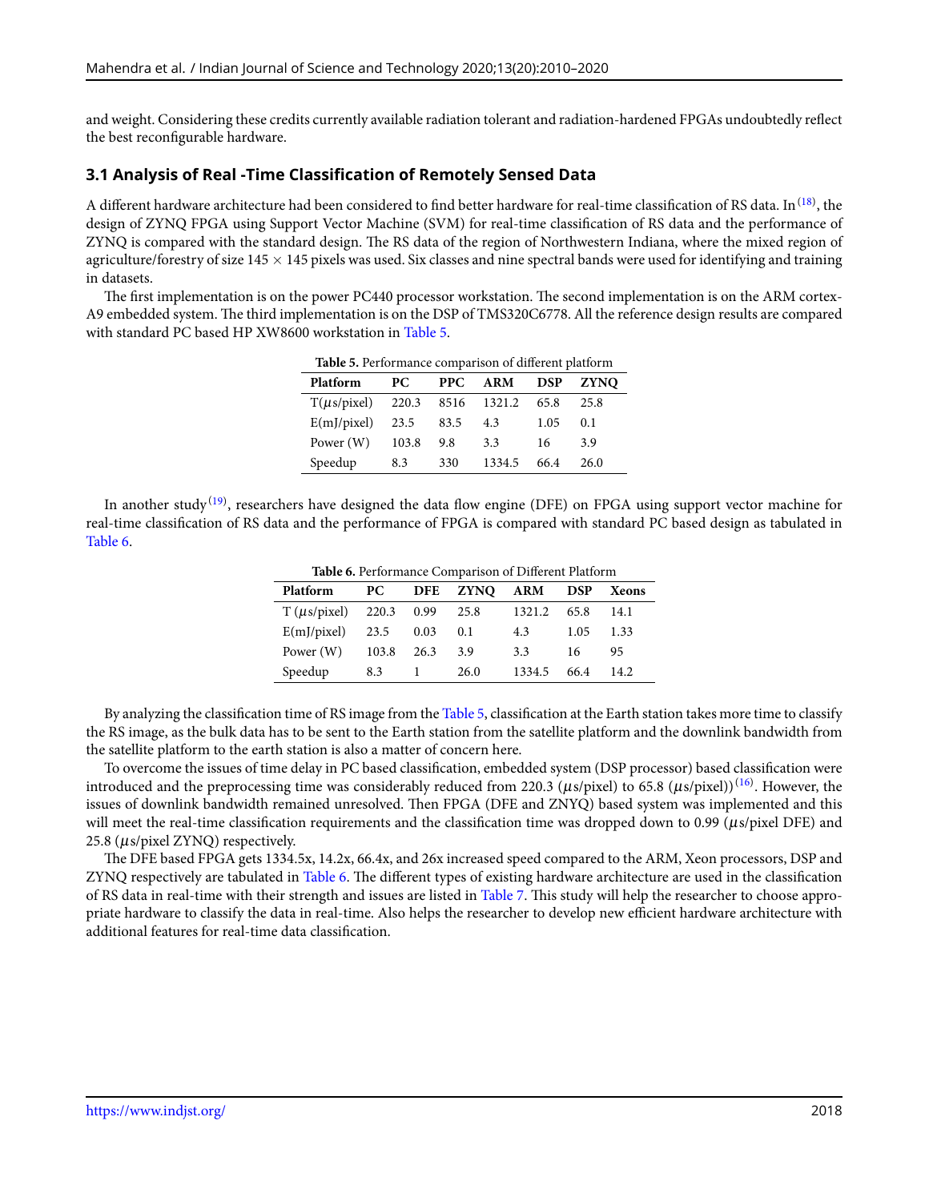and weight. Considering these credits currently available radiation tolerant and radiation-hardened FPGAs undoubtedly reflect the best reconfigurable hardware.

### 3.1 Analysis of Real -Time Classification of Remotely Sensed Data

A different hardware architecture had been considered to find better hardware for real-time classification of RS data. In [18], the design of ZYNQ FPGA using Support Vector Machine (SVM) for real-time classification of RS data and the performance of ZYNQ is compared with the standard design. The RS data of the region of Northwestern Indiana, where the mixed region of agriculture/forestry of size 145 × 145 pixels was used. Six classes and nine spectral bands were used for identifying and training in datasets.

The first implementation is on the power PC440 processor workstation. The second implementation is on the ARM cortex-A9 embedded system. The third implementation is on the DSP of TMS320C6778. All the reference design results are compared with standard PC based HP XW8600 workstation in Table 5.

**Table 5.** Performance comparison of different platform

| Platform | PC | PPC | ARM | DSP | ZYNQ |
|---|---|---|---|---|---|
| T($\mu$s/pixel) | 220.3 | 8516 | 1321.2 | 65.8 | 25.8 |
| E(mJ/pixel) | 23.5 | 83.5 | 4.3 | 1.05 | 0.1 |
| Power (W) | 103.8 | 9.8 | 3.3 | 16 | 3.9 |
| Speedup | 8.3 | 330 | 1334.5 | 66.4 | 26.0 |

In another study[19], researchers have designed the data flow engine (DFE) on FPGA using support vector machine for real-time classification of RS data and the performance of FPGA is compared with standard PC based design as tabulated in Table 6.

**Table 6.** Performance Comparison of Different Platform

| Platform | PC | DFE | ZYNQ | ARM | DSP | Xeons |
|---|---|---|---|---|---|---|
| T ($\mu$s/pixel) | 220.3 | 0.99 | 25.8 | 1321.2 | 65.8 | 14.1 |
| E(mJ/pixel) | 23.5 | 0.03 | 0.1 | 4.3 | 1.05 | 1.33 |
| Power (W) | 103.8 | 26.3 | 3.9 | 3.3 | 16 | 95 |
| Speedup | 8.3 | 1 | 26.0 | 1334.5 | 66.4 | 14.2 |

By analyzing the classification time of RS image from the Table 5, classification at the Earth station takes more time to classify the RS image, as the bulk data has to be sent to the Earth station from the satellite platform and the downlink bandwidth from the satellite platform to the earth station is also a matter of concern here.

To overcome the issues of time delay in PC based classification, embedded system (DSP processor) based classification were introduced and the preprocessing time was considerably reduced from 220.3 ($\mu$s/pixel) to 65.8 ($\mu$s/pixel))[16]. However, the issues of downlink bandwidth remained unresolved. Then FPGA (DFE and ZNYQ) based system was implemented and this will meet the real-time classification requirements and the classification time was dropped down to 0.99 ($\mu$s/pixel DFE) and 25.8 ($\mu$s/pixel ZYNQ) respectively.

The DFE based FPGA gets 1334.5x, 14.2x, 66.4x, and 26x increased speed compared to the ARM, Xeon processors, DSP and ZYNQ respectively are tabulated in Table 6. The different types of existing hardware architecture are used in the classification of RS data in real-time with their strength and issues are listed in Table 7. This study will help the researcher to choose appropriate hardware to classify the data in real-time. Also helps the researcher to develop new efficient hardware architecture with additional features for real-time data classification.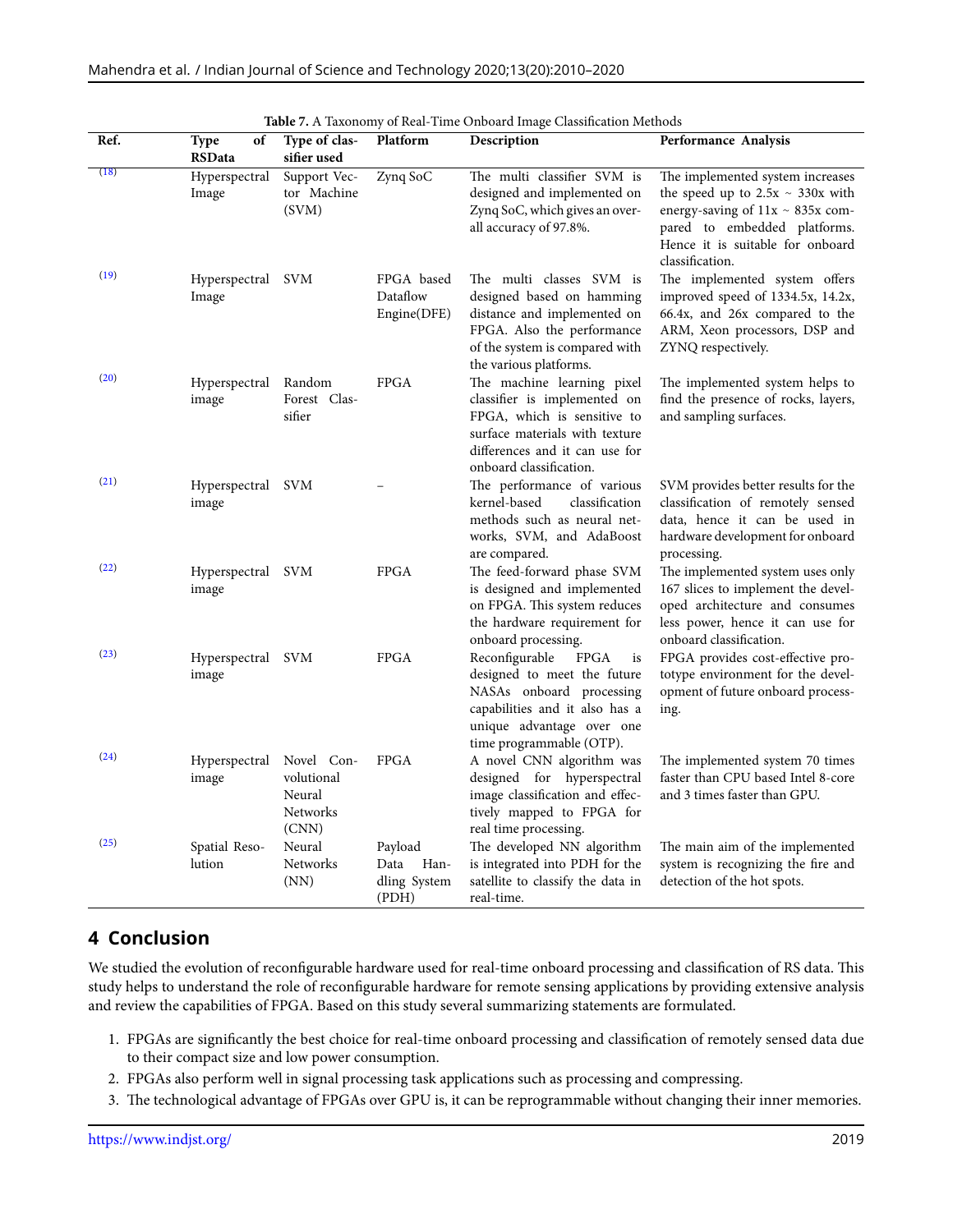**Table 7.** A Taxonomy of Real-Time Onboard Image Classification Methods

| Ref. | Type of RSData | Type of classifier used | Platform | Description | Performance Analysis |
|---|---|---|---|---|---|
| (18) | Hyperspectral Image | Support Vector Machine (SVM) | Zynq SoC | The multi classifier SVM is designed and implemented on Zynq SoC, which gives an overall accuracy of 97.8%. | The implemented system increases the speed up to 2.5x ~ 330x with energy-saving of 11x ~ 835x compared to embedded platforms. Hence it is suitable for onboard classification. |
| (19) | Hyperspectral Image | SVM | FPGA based Dataflow Engine(DFE) | The multi classes SVM is designed based on hamming distance and implemented on FPGA. Also the performance of the system is compared with the various platforms. | The implemented system offers improved speed of 1334.5x, 14.2x, 66.4x, and 26x compared to the ARM, Xeon processors, DSP and ZYNQ respectively. |
| (20) | Hyperspectral image | Random Forest Classifier | FPGA | The machine learning pixel classifier is implemented on FPGA, which is sensitive to surface materials with texture differences and it can use for onboard classification. | The implemented system helps to find the presence of rocks, layers, and sampling surfaces. |
| (21) | Hyperspectral image | SVM | – | The performance of various kernel-based classification methods such as neural networks, SVM, and AdaBoost are compared. | SVM provides better results for the classification of remotely sensed data, hence it can be used in hardware development for onboard processing. |
| (22) | Hyperspectral image | SVM | FPGA | The feed-forward phase SVM is designed and implemented on FPGA. This system reduces the hardware requirement for onboard processing. | The implemented system uses only 167 slices to implement the developed architecture and consumes less power, hence it can use for onboard classification. |
| (23) | Hyperspectral image | SVM | FPGA | Reconfigurable FPGA is designed to meet the future NASAs onboard processing capabilities and it also has a unique advantage over one time programmable (OTP). | FPGA provides cost-effective prototype environment for the development of future onboard processing. |
| (24) | Hyperspectral image | Novel Convolutional Neural Networks (CNN) | FPGA | A novel CNN algorithm was designed for hyperspectral image classification and effectively mapped to FPGA for real time processing. | The implemented system 70 times faster than CPU based Intel 8-core and 3 times faster than GPU. |
| (25) | Spatial Resolution | Neural Networks (NN) | Payload Data Handling System (PDH) | The developed NN algorithm is integrated into PDH for the satellite to classify the data in real-time. | The main aim of the implemented system is recognizing the fire and detection of the hot spots. |

## 4 Conclusion

We studied the evolution of reconfigurable hardware used for real-time onboard processing and classification of RS data. This study helps to understand the role of reconfigurable hardware for remote sensing applications by providing extensive analysis and review the capabilities of FPGA. Based on this study several summarizing statements are formulated.

1. FPGAs are significantly the best choice for real-time onboard processing and classification of remotely sensed data due to their compact size and low power consumption.
2. FPGAs also perform well in signal processing task applications such as processing and compressing.
3. The technological advantage of FPGAs over GPU is, it can be reprogrammable without changing their inner memories.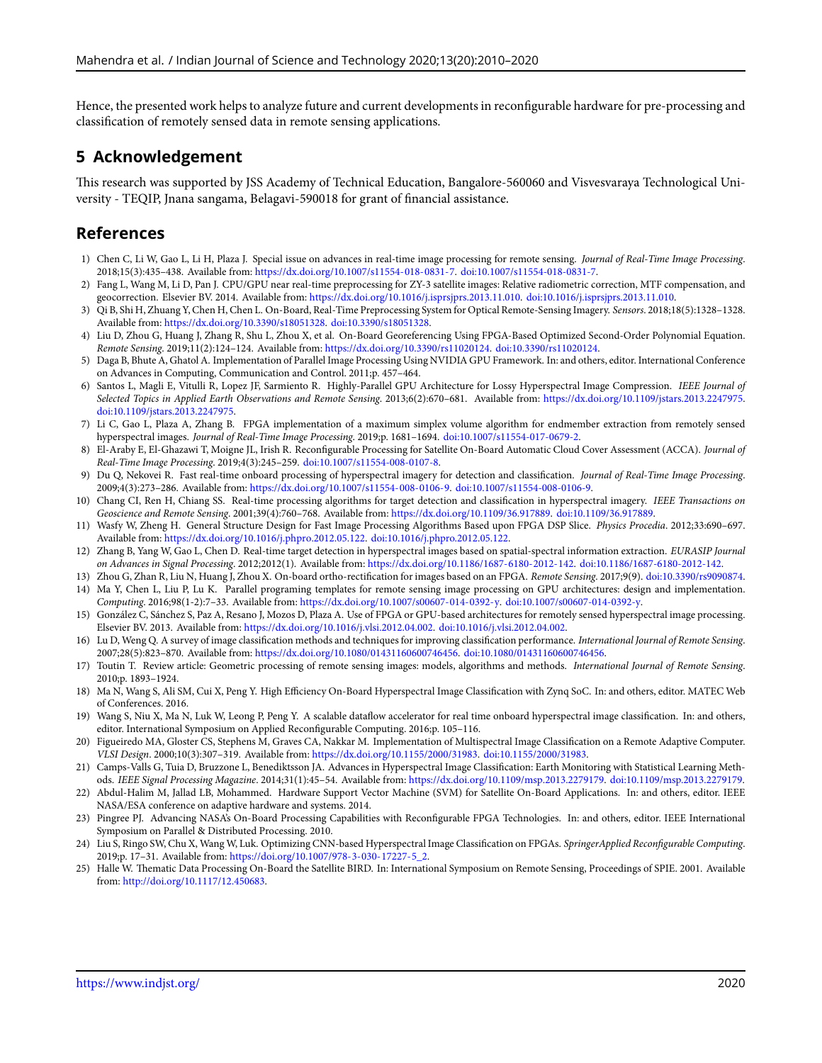Hence, the presented work helps to analyze future and current developments in reconfigurable hardware for pre-processing and classification of remotely sensed data in remote sensing applications.

## 5 Acknowledgement

This research was supported by JSS Academy of Technical Education, Bangalore-560060 and Visvesvaraya Technological University - TEQIP, Jnana sangama, Belagavi-590018 for grant of financial assistance.

## References

1) Chen C, Li W, Gao L, Li H, Plaza J. Special issue on advances in real-time image processing for remote sensing. *Journal of Real-Time Image Processing*. 2018;15(3):435–438. Available from: https://dx.doi.org/10.1007/s11554-018-0831-7. doi:10.1007/s11554-018-0831-7.
2) Fang L, Wang M, Li D, Pan J. CPU/GPU near real-time preprocessing for ZY-3 satellite images: Relative radiometric correction, MTF compensation, and geocorrection. Elsevier BV. 2014. Available from: https://dx.doi.org/10.1016/j.isprsjprs.2013.11.010. doi:10.1016/j.isprsjprs.2013.11.010.
3) Qi B, Shi H, Zhuang Y, Chen H, Chen L. On-Board, Real-Time Preprocessing System for Optical Remote-Sensing Imagery. *Sensors*. 2018;18(5):1328–1328. Available from: https://dx.doi.org/10.3390/s18051328. doi:10.3390/s18051328.
4) Liu D, Zhou G, Huang J, Zhang R, Shu L, Zhou X, et al. On-Board Georeferencing Using FPGA-Based Optimized Second-Order Polynomial Equation. *Remote Sensing*. 2019;11(2):124–124. Available from: https://dx.doi.org/10.3390/rs11020124. doi:10.3390/rs11020124.
5) Daga B, Bhute A, Ghatol A. Implementation of Parallel Image Processing Using NVIDIA GPU Framework. In: and others, editor. International Conference on Advances in Computing, Communication and Control. 2011;p. 457–464.
6) Santos L, Magli E, Vitulli R, Lopez JF, Sarmiento R. Highly-Parallel GPU Architecture for Lossy Hyperspectral Image Compression. *IEEE Journal of Selected Topics in Applied Earth Observations and Remote Sensing*. 2013;6(2):670–681. Available from: https://dx.doi.org/10.1109/jstars.2013.2247975. doi:10.1109/jstars.2013.2247975.
7) Li C, Gao L, Plaza A, Zhang B. FPGA implementation of a maximum simplex volume algorithm for endmember extraction from remotely sensed hyperspectral images. *Journal of Real-Time Image Processing*. 2019;p. 1681–1694. doi:10.1007/s11554-017-0679-2.
8) El-Araby E, El-Ghazawi T, Moigne JL, Irish R. Reconfigurable Processing for Satellite On-Board Automatic Cloud Cover Assessment (ACCA). *Journal of Real-Time Image Processing*. 2019;4(3):245–259. doi:10.1007/s11554-008-0107-8.
9) Du Q, Nekovei R. Fast real-time onboard processing of hyperspectral imagery for detection and classification. *Journal of Real-Time Image Processing*. 2009;4(3):273–286. Available from: https://dx.doi.org/10.1007/s11554-008-0106-9. doi:10.1007/s11554-008-0106-9.
10) Chang CI, Ren H, Chiang SS. Real-time processing algorithms for target detection and classification in hyperspectral imagery. *IEEE Transactions on Geoscience and Remote Sensing*. 2001;39(4):760–768. Available from: https://dx.doi.org/10.1109/36.917889. doi:10.1109/36.917889.
11) Wasfy W, Zheng H. General Structure Design for Fast Image Processing Algorithms Based upon FPGA DSP Slice. *Physics Procedia*. 2012;33:690–697. Available from: https://dx.doi.org/10.1016/j.phpro.2012.05.122. doi:10.1016/j.phpro.2012.05.122.
12) Zhang B, Yang W, Gao L, Chen D. Real-time target detection in hyperspectral images based on spatial-spectral information extraction. *EURASIP Journal on Advances in Signal Processing*. 2012;2012(1). Available from: https://dx.doi.org/10.1186/1687-6180-2012-142. doi:10.1186/1687-6180-2012-142.
13) Zhou G, Zhan R, Liu N, Huang J, Zhou X. On-board ortho-rectification for images based on an FPGA. *Remote Sensing*. 2017;9(9). doi:10.3390/rs9090874.
14) Ma Y, Chen L, Liu P, Lu K. Parallel programing templates for remote sensing image processing on GPU architectures: design and implementation. *Computing*. 2016;98(1-2):7–33. Available from: https://dx.doi.org/10.1007/s00607-014-0392-y. doi:10.1007/s00607-014-0392-y.
15) González C, Sánchez S, Paz A, Resano J, Mozos D, Plaza A. Use of FPGA or GPU-based architectures for remotely sensed hyperspectral image processing. Elsevier BV. 2013. Available from: https://dx.doi.org/10.1016/j.vlsi.2012.04.002. doi:10.1016/j.vlsi.2012.04.002.
16) Lu D, Weng Q. A survey of image classification methods and techniques for improving classification performance. *International Journal of Remote Sensing*. 2007;28(5):823–870. Available from: https://dx.doi.org/10.1080/01431160600746456. doi:10.1080/01431160600746456.
17) Toutin T. Review article: Geometric processing of remote sensing images: models, algorithms and methods. *International Journal of Remote Sensing*. 2010;p. 1893–1924.
18) Ma N, Wang S, Ali SM, Cui X, Peng Y. High Efficiency On-Board Hyperspectral Image Classification with Zynq SoC. In: and others, editor. MATEC Web of Conferences. 2016.
19) Wang S, Niu X, Ma N, Luk W, Leong P, Peng Y. A scalable dataflow accelerator for real time onboard hyperspectral image classification. In: and others, editor. International Symposium on Applied Reconfigurable Computing. 2016;p. 105–116.
20) Figueiredo MA, Gloster CS, Stephens M, Graves CA, Nakkar M. Implementation of Multispectral Image Classification on a Remote Adaptive Computer. *VLSI Design*. 2000;10(3):307–319. Available from: https://dx.doi.org/10.1155/2000/31983. doi:10.1155/2000/31983.
21) Camps-Valls G, Tuia D, Bruzzone L, Benediktsson JA. Advances in Hyperspectral Image Classification: Earth Monitoring with Statistical Learning Methods. *IEEE Signal Processing Magazine*. 2014;31(1):45–54. Available from: https://dx.doi.org/10.1109/msp.2013.2279179. doi:10.1109/msp.2013.2279179.
22) Abdul-Halim M, Jallad LB, Mohammed. Hardware Support Vector Machine (SVM) for Satellite On-Board Applications. In: and others, editor. IEEE NASA/ESA conference on adaptive hardware and systems. 2014.
23) Pingree PJ. Advancing NASA's On-Board Processing Capabilities with Reconfigurable FPGA Technologies. In: and others, editor. IEEE International Symposium on Parallel & Distributed Processing. 2010.
24) Liu S, Ringo SW, Chu X, Wang W, Luk. Optimizing CNN-based Hyperspectral Image Classification on FPGAs. *SpringerApplied Reconfigurable Computing*. 2019;p. 17–31. Available from: https://doi.org/10.1007/978-3-030-17227-5_2.
25) Halle W. Thematic Data Processing On-Board the Satellite BIRD. In: International Symposium on Remote Sensing, Proceedings of SPIE. 2001. Available from: http://doi.org/10.1117/12.450683.